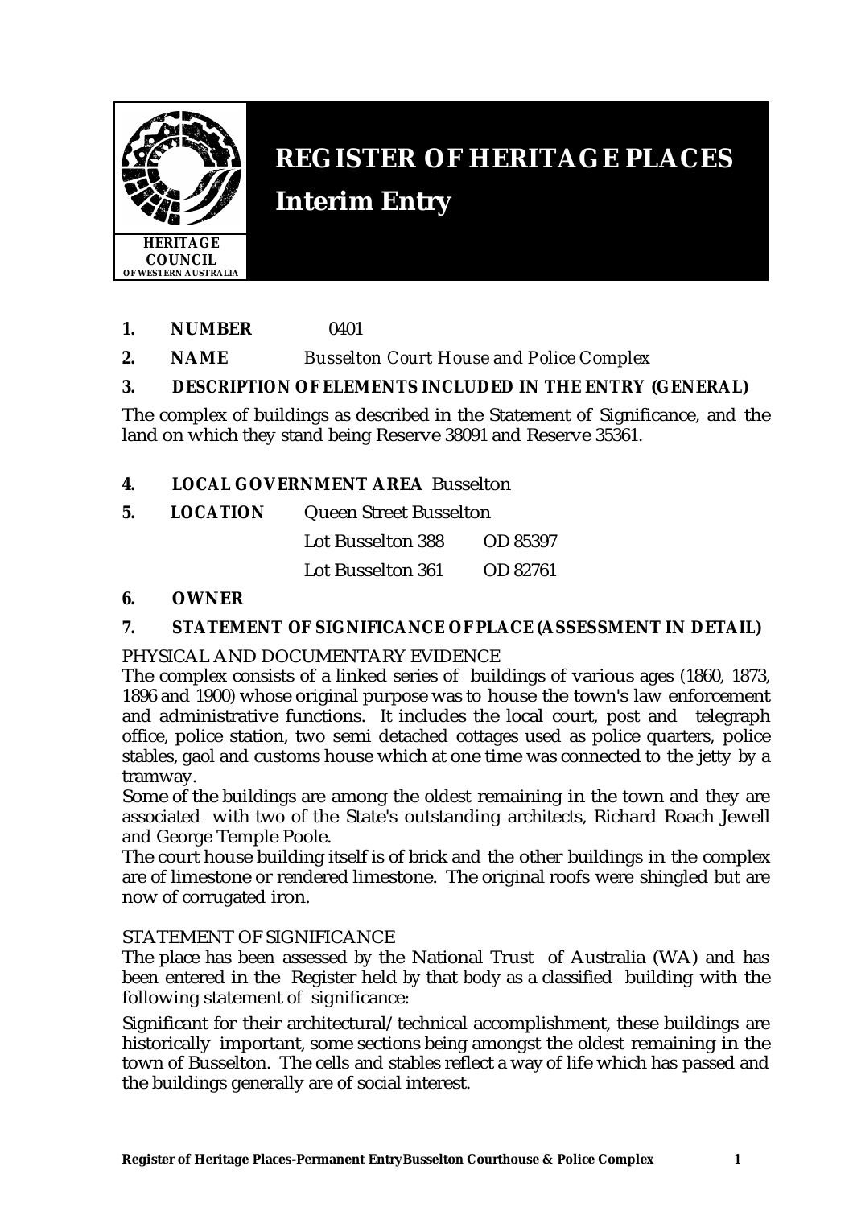HERITAGE COUNCIL OF WESTERN AUSTRALIA

# REGISTER OF HERITAGE PLACES

## Interim Entry

**1. NUMBER** 0401

**2. NAME** *Busselton Court House and Police Complex*

**3. DESCRIPTION OF ELEMENTS INCLUDED IN THE ENTRY (GENERAL)**

The complex of buildings as described in the Statement of Significance, and the land on which they stand being Reserve 38091 and Reserve 35361.

**4. LOCAL GOVERNMENT AREA** Busselton

**5. LOCATION** Queen Street Busselton

Lot Busselton 388 OD 85397

Lot Busselton 361 OD 82761

**6. OWNER**

**7. STATEMENT OF SIGNIFICANCE OF PLACE (ASSESSMENT IN DETAIL)**

PHYSICAL AND DOCUMENTARY EVIDENCE

The complex consists of a linked series of buildings of various ages (1860, 1873, 1896 and 1900) whose original purpose was to house the town's law enforcement and administrative functions. It includes the local court, post and telegraph office, police station, two semi detached cottages used as police quarters, police stables, gaol and customs house which at one time was connected to the jetty by a tramway.

Some of the buildings are among the oldest remaining in the town and they are associated with two of the State's outstanding architects, Richard Roach Jewell and George Temple Poole.

The court house building itself is of brick and the other buildings in the complex are of limestone or rendered limestone. The original roofs were shingled but are now of corrugated iron.

STATEMENT OF SIGNIFICANCE

The place has been assessed by the National Trust of Australia (WA) and has been entered in the Register held by that body as a classified building with the following statement of significance:

Significant for their architectural/technical accomplishment, these buildings are historically important, some sections being amongst the oldest remaining in the town of Busselton. The cells and stables reflect a way of life which has passed and the buildings generally are of social interest.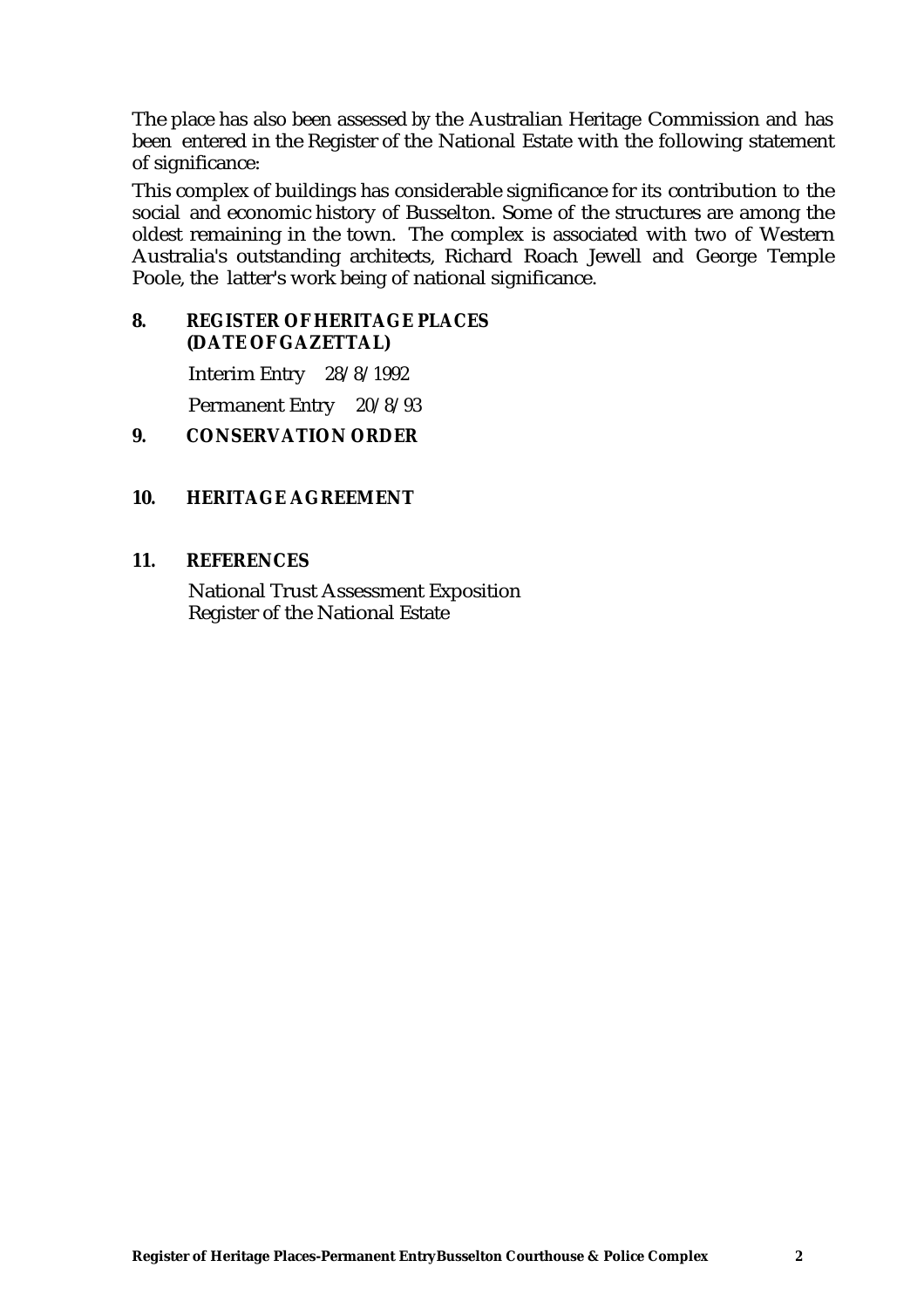The place has also been assessed by the Australian Heritage Commission and has been entered in the Register of the National Estate with the following statement of significance:

This complex of buildings has considerable significance for its contribution to the social and economic history of Busselton. Some of the structures are among the oldest remaining in the town. The complex is associated with two of Western Australia's outstanding architects, Richard Roach Jewell and George Temple Poole, the latter's work being of national significance.

## 8. REGISTER OF HERITAGE PLACES (DATE OF GAZETTAL)

Interim Entry 28/8/1992

Permanent Entry 20/8/93

## 9. CONSERVATION ORDER

## 10. HERITAGE AGREEMENT

## 11. REFERENCES

National Trust Assessment Exposition
Register of the National Estate